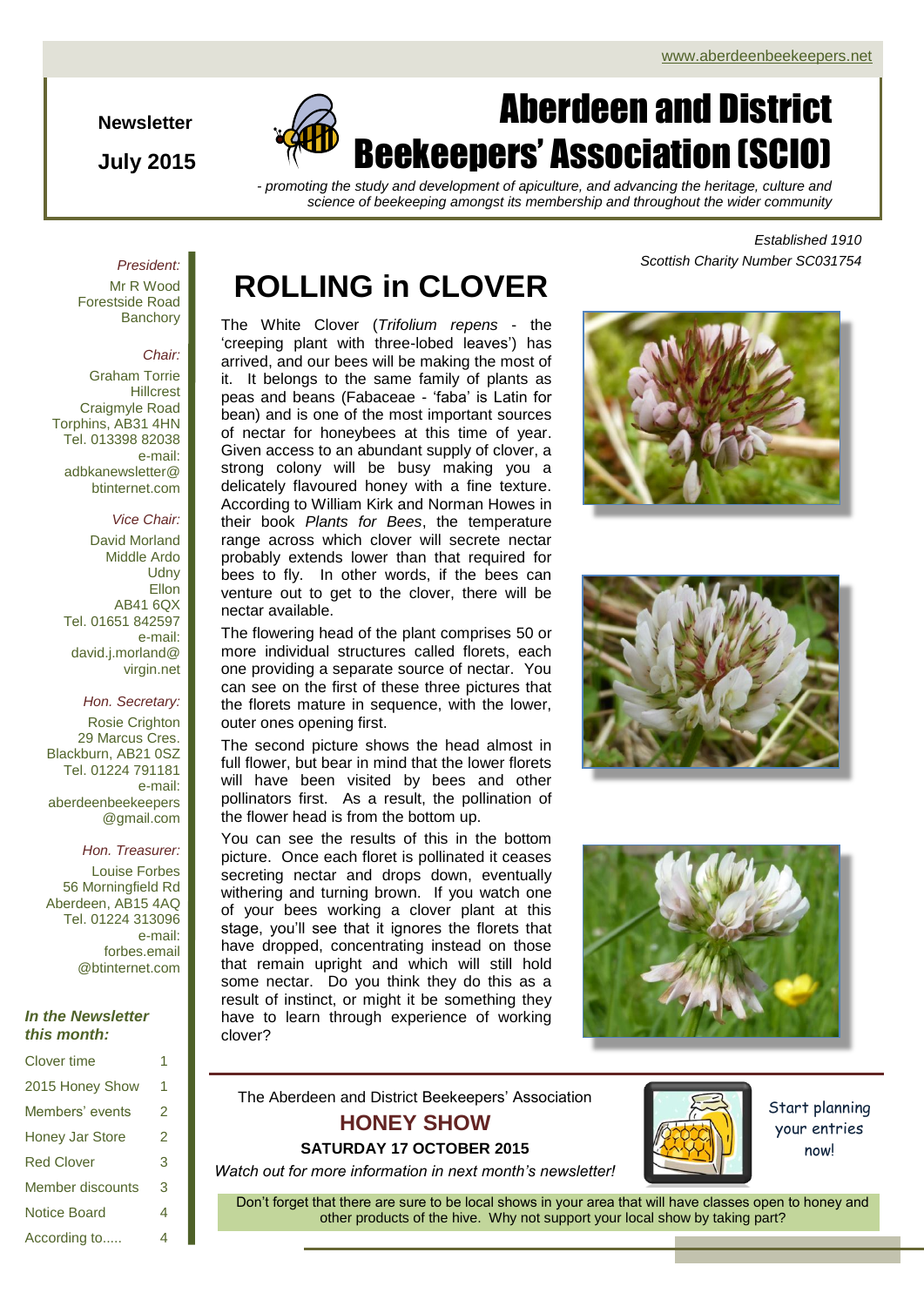www.aberdeenbeekeepers.net

**Newsletter**

**July 2015**

# Aberdeen and District Beekeepers' Association (SCIO)

*- promoting the study and development of apiculture, and advancing the heritage, culture and science of beekeeping amongst its membership and throughout the wider community*

*Established 1910*
*Scottish Charity Number SC031754*

*President:*
Mr R Wood
Forestside Road
Banchory

*Chair:*
Graham Torrie
Hillcrest
Craigmyle Road
Torphins, AB31 4HN
Tel. 013398 82038
e-mail:
adbkanewsletter@btinternet.com

*Vice Chair:*
David Morland
Middle Ardo
Udny
Ellon
AB41 6QX
Tel. 01651 842597
e-mail:
david.j.morland@virgin.net

*Hon. Secretary:*
Rosie Crighton
29 Marcus Cres.
Blackburn, AB21 0SZ
Tel. 01224 791181
e-mail:
aberdeenbeekeepers@gmail.com

*Hon. Treasurer:*
Louise Forbes
56 Morningfield Rd
Aberdeen, AB15 4AQ
Tel. 01224 313096
e-mail:
forbes.email@btinternet.com

***In the Newsletter this month:***

| | |
|---|---|
| Clover time | 1 |
| 2015 Honey Show | 1 |
| Members' events | 2 |
| Honey Jar Store | 2 |
| Red Clover | 3 |
| Member discounts | 3 |
| Notice Board | 4 |
| According to..... | 4 |

# ROLLING in CLOVER

The White Clover (*Trifolium repens* - the 'creeping plant with three-lobed leaves') has arrived, and our bees will be making the most of it. It belongs to the same family of plants as peas and beans (Fabaceae - 'faba' is Latin for bean) and is one of the most important sources of nectar for honeybees at this time of year. Given access to an abundant supply of clover, a strong colony will be busy making you a delicately flavoured honey with a fine texture. According to William Kirk and Norman Howes in their book *Plants for Bees*, the temperature range across which clover will secrete nectar probably extends lower than that required for bees to fly. In other words, if the bees can venture out to get to the clover, there will be nectar available.

The flowering head of the plant comprises 50 or more individual structures called florets, each one providing a separate source of nectar. You can see on the first of these three pictures that the florets mature in sequence, with the lower, outer ones opening first.

The second picture shows the head almost in full flower, but bear in mind that the lower florets will have been visited by bees and other pollinators first. As a result, the pollination of the flower head is from the bottom up.

You can see the results of this in the bottom picture. Once each floret is pollinated it ceases secreting nectar and drops down, eventually withering and turning brown. If you watch one of your bees working a clover plant at this stage, you'll see that it ignores the florets that have dropped, concentrating instead on those that remain upright and which will still hold some nectar. Do you think they do this as a result of instinct, or might it be something they have to learn through experience of working clover?

The Aberdeen and District Beekeepers' Association

## HONEY SHOW

**SATURDAY 17 OCTOBER 2015**

*Watch out for more information in next month's newsletter!*

Start planning your entries now!

Don't forget that there are sure to be local shows in your area that will have classes open to honey and other products of the hive. Why not support your local show by taking part?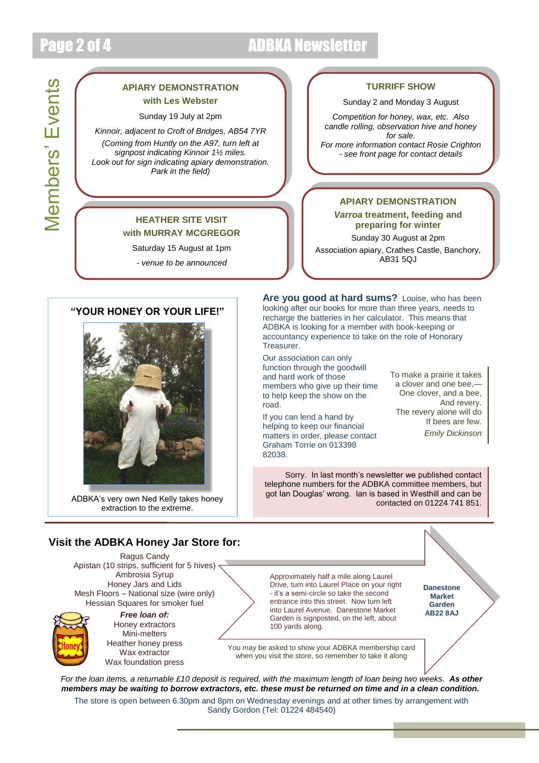# Members' Events

### APIARY DEMONSTRATION with Les Webster

Sunday 19 July at 2pm

*Kinnoir, adjacent to Croft of Bridges, AB54 7YR*

*(Coming from Huntly on the A97, turn left at signpost indicating Kinnoir 1½ miles. Look out for sign indicating apiary demonstration. Park in the field)*

### HEATHER SITE VISIT with MURRAY MCGREGOR

Saturday 15 August at 1pm

*- venue to be announced*

### TURRIFF SHOW

Sunday 2 and Monday 3 August

*Competition for honey, wax, etc. Also candle rolling, observation hive and honey for sale. For more information contact Rosie Crighton - see front page for contact details*

### APIARY DEMONSTRATION

***Varroa* treatment, feeding and preparing for winter**

Sunday 30 August at 2pm

Association apiary, Crathes Castle, Banchory, AB31 5QJ

## "YOUR HONEY OR YOUR LIFE!"

ADBKA's very own Ned Kelly takes honey extraction to the extreme.

**Are you good at hard sums?** Louise, who has been looking after our books for more than three years, needs to recharge the batteries in her calculator. This means that ADBKA is looking for a member with book-keeping or accountancy experience to take on the role of Honorary Treasurer.

Our association can only function through the goodwill and hard work of those members who give up their time to help keep the show on the road.

If you can lend a hand by helping to keep our financial matters in order, please contact Graham Torrie on 013398 82038.

To make a prairie it takes a clover and one bee,—
One clover, and a bee,
And revery.
The revery alone will do
If bees are few.
*Emily Dickinson*

Sorry. In last month's newsletter we published contact telephone numbers for the ADBKA committee members, but got Ian Douglas' wrong. Ian is based in Westhill and can be contacted on 01224 741 851.

## Visit the ADBKA Honey Jar Store for:

Ragus Candy
Apistan (10 strips, sufficient for 5 hives)
Ambrosia Syrup
Honey Jars and Lids
Mesh Floors – National size (wire only)
Hessian Squares for smoker fuel

***Free loan of:***

Honey extractors
Mini-melters
Heather honey press
Wax extractor
Wax foundation press

Approximately half a mile along Laurel Drive, turn into Laurel Place on your right - it's a semi-circle so take the second entrance into this street. Now turn left into Laurel Avenue. Danestone Market Garden is signposted, on the left, about 100 yards along.

**Danestone Market Garden AB22 8AJ**

You may be asked to show your ADBKA membership card when you visit the store, so remember to take it along

*For the loan items, a returnable £10 deposit is required, with the maximum length of loan being two weeks.* ***As other members may be waiting to borrow extractors, etc. these must be returned on time and in a clean condition.***

The store is open between 6.30pm and 8pm on Wednesday evenings and at other times by arrangement with Sandy Gordon (Tel: 01224 484540)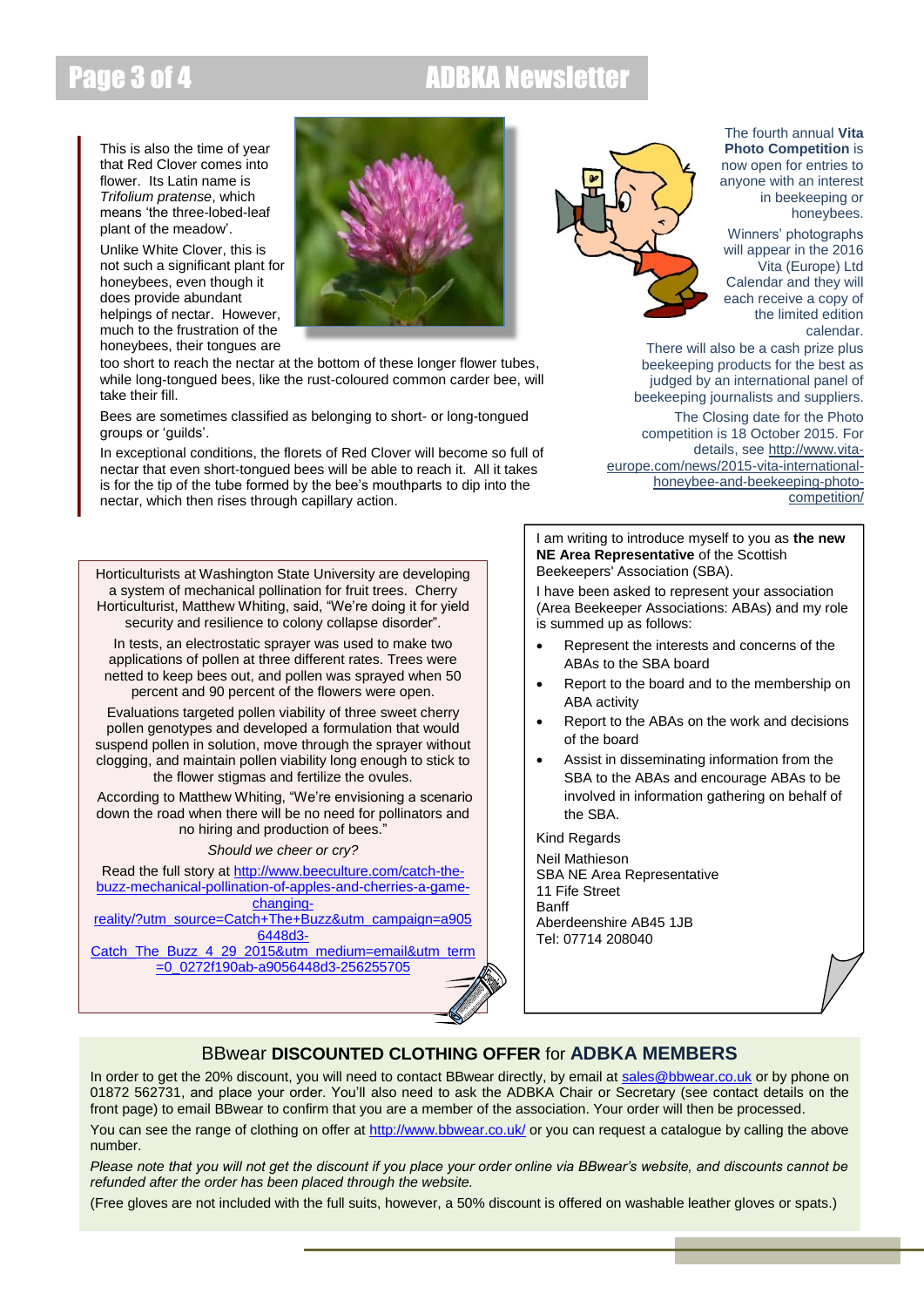This is also the time of year that Red Clover comes into flower. Its Latin name is *Trifolium pratense*, which means 'the three-lobed-leaf plant of the meadow'.

Unlike White Clover, this is not such a significant plant for honeybees, even though it does provide abundant helpings of nectar. However, much to the frustration of the honeybees, their tongues are too short to reach the nectar at the bottom of these longer flower tubes, while long-tongued bees, like the rust-coloured common carder bee, will take their fill.

Bees are sometimes classified as belonging to short- or long-tongued groups or 'guilds'.

In exceptional conditions, the florets of Red Clover will become so full of nectar that even short-tongued bees will be able to reach it. All it takes is for the tip of the tube formed by the bee's mouthparts to dip into the nectar, which then rises through capillary action.

The fourth annual **Vita Photo Competition** is now open for entries to anyone with an interest in beekeeping or honeybees.

Winners' photographs will appear in the 2016 Vita (Europe) Ltd Calendar and they will each receive a copy of the limited edition calendar.

There will also be a cash prize plus beekeeping products for the best as judged by an international panel of beekeeping journalists and suppliers.

The Closing date for the Photo competition is 18 October 2015. For details, see http://www.vita-europe.com/news/2015-vita-international-honeybee-and-beekeeping-photo-competition/

Horticulturists at Washington State University are developing a system of mechanical pollination for fruit trees. Cherry Horticulturist, Matthew Whiting, said, "We're doing it for yield security and resilience to colony collapse disorder".

In tests, an electrostatic sprayer was used to make two applications of pollen at three different rates. Trees were netted to keep bees out, and pollen was sprayed when 50 percent and 90 percent of the flowers were open.

Evaluations targeted pollen viability of three sweet cherry pollen genotypes and developed a formulation that would suspend pollen in solution, move through the sprayer without clogging, and maintain pollen viability long enough to stick to the flower stigmas and fertilize the ovules.

According to Matthew Whiting, "We're envisioning a scenario down the road when there will be no need for pollinators and no hiring and production of bees."

*Should we cheer or cry?*

Read the full story at http://www.beeculture.com/catch-the-buzz-mechanical-pollination-of-apples-and-cherries-a-game-changing-reality/?utm_source=Catch+The+Buzz&utm_campaign=a9056448d3-Catch_The_Buzz_4_29_2015&utm_medium=email&utm_term=0_0272f190ab-a9056448d3-256255705

I am writing to introduce myself to you as **the new NE Area Representative** of the Scottish Beekeepers' Association (SBA).

I have been asked to represent your association (Area Beekeeper Associations: ABAs) and my role is summed up as follows:

- Represent the interests and concerns of the ABAs to the SBA board
- Report to the board and to the membership on ABA activity
- Report to the ABAs on the work and decisions of the board
- Assist in disseminating information from the SBA to the ABAs and encourage ABAs to be involved in information gathering on behalf of the SBA.

Kind Regards

Neil Mathieson
SBA NE Area Representative
11 Fife Street
Banff
Aberdeenshire AB45 1JB
Tel: 07714 208040

## BBwear **DISCOUNTED CLOTHING OFFER** for **ADBKA MEMBERS**

In order to get the 20% discount, you will need to contact BBwear directly, by email at sales@bbwear.co.uk or by phone on 01872 562731, and place your order. You'll also need to ask the ADBKA Chair or Secretary (see contact details on the front page) to email BBwear to confirm that you are a member of the association. Your order will then be processed.

You can see the range of clothing on offer at http://www.bbwear.co.uk/ or you can request a catalogue by calling the above number.

*Please note that you will not get the discount if you place your order online via BBwear's website, and discounts cannot be refunded after the order has been placed through the website.*

(Free gloves are not included with the full suits, however, a 50% discount is offered on washable leather gloves or spats.)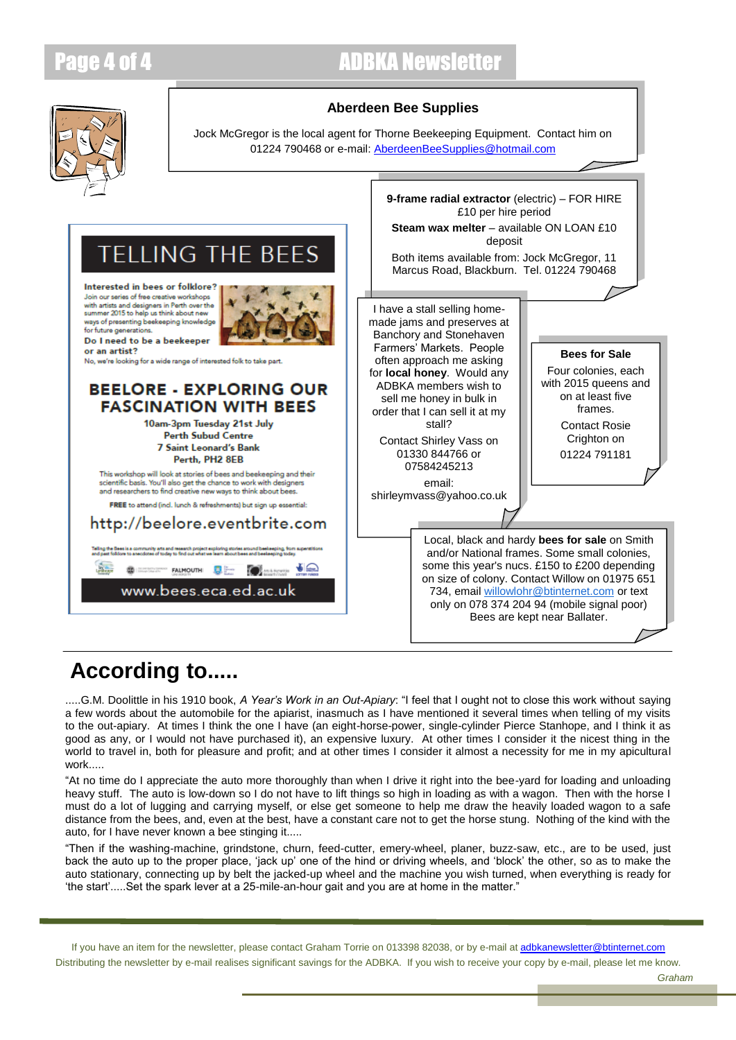### Aberdeen Bee Supplies

Jock McGregor is the local agent for Thorne Beekeeping Equipment. Contact him on 01224 790468 or e-mail: AberdeenBeeSupplies@hotmail.com

**9-frame radial extractor** (electric) – FOR HIRE £10 per hire period

**Steam wax melter** – available ON LOAN £10 deposit

Both items available from: Jock McGregor, 11 Marcus Road, Blackburn. Tel. 01224 790468

## TELLING THE BEES

**Interested in bees or folklore?**
Join our series of free creative workshops with artists and designers in Perth over the summer 2015 to help us think about new ways of presenting beekeeping knowledge for future generations.

**Do I need to be a beekeeper or an artist?**
No, we're looking for a wide range of interested folk to take part.

### BEELORE - EXPLORING OUR FASCINATION WITH BEES

**10am-3pm Tuesday 21st July**
**Perth Subud Centre**
**7 Saint Leonard's Bank**
**Perth, PH2 8EB**

This workshop will look at stories of bees and beekeeping and their scientific basis. You'll also get the chance to work with designers and researchers to find creative new ways to think about bees.

**FREE** to attend (incl. lunch & refreshments) but sign up essential:

http://beelore.eventbrite.com

Telling the Bees is a community arts and research project exploring stories around beekeeping, from superstitions and past folklore to anecdotes of today to find out what we learn about bees and beekeeping today.

www.bees.eca.ed.ac.uk

I have a stall selling home-made jams and preserves at Banchory and Stonehaven Farmers' Markets. People often approach me asking for **local honey**. Would any ADBKA members wish to sell me honey in bulk in order that I can sell it at my stall?

Contact Shirley Vass on 01330 844766 or 07584245213

email: shirleymvass@yahoo.co.uk

**Bees for Sale**

Four colonies, each with 2015 queens and on at least five frames.

Contact Rosie Crighton on 01224 791181

Local, black and hardy **bees for sale** on Smith and/or National frames. Some small colonies, some this year's nucs. £150 to £200 depending on size of colony. Contact Willow on 01975 651 734, email willowlohr@btinternet.com or text only on 078 374 204 94 (mobile signal poor) Bees are kept near Ballater.

# According to.....

.....G.M. Doolittle in his 1910 book, *A Year's Work in an Out-Apiary*: "I feel that I ought not to close this work without saying a few words about the automobile for the apiarist, inasmuch as I have mentioned it several times when telling of my visits to the out-apiary. At times I think the one I have (an eight-horse-power, single-cylinder Pierce Stanhope, and I think it as good as any, or I would not have purchased it), an expensive luxury. At other times I consider it the nicest thing in the world to travel in, both for pleasure and profit; and at other times I consider it almost a necessity for me in my apicultural work.....

"At no time do I appreciate the auto more thoroughly than when I drive it right into the bee-yard for loading and unloading heavy stuff. The auto is low-down so I do not have to lift things so high in loading as with a wagon. Then with the horse I must do a lot of lugging and carrying myself, or else get someone to help me draw the heavily loaded wagon to a safe distance from the bees, and, even at the best, have a constant care not to get the horse stung. Nothing of the kind with the auto, for I have never known a bee stinging it.....

"Then if the washing-machine, grindstone, churn, feed-cutter, emery-wheel, planer, buzz-saw, etc., are to be used, just back the auto up to the proper place, 'jack up' one of the hind or driving wheels, and 'block' the other, so as to make the auto stationary, connecting up by belt the jacked-up wheel and the machine you wish turned, when everything is ready for 'the start'.....Set the spark lever at a 25-mile-an-hour gait and you are at home in the matter."

If you have an item for the newsletter, please contact Graham Torrie on 013398 82038, or by e-mail at adbkanewsletter@btinternet.com
Distributing the newsletter by e-mail realises significant savings for the ADBKA. If you wish to receive your copy by e-mail, please let me know.

*Graham*